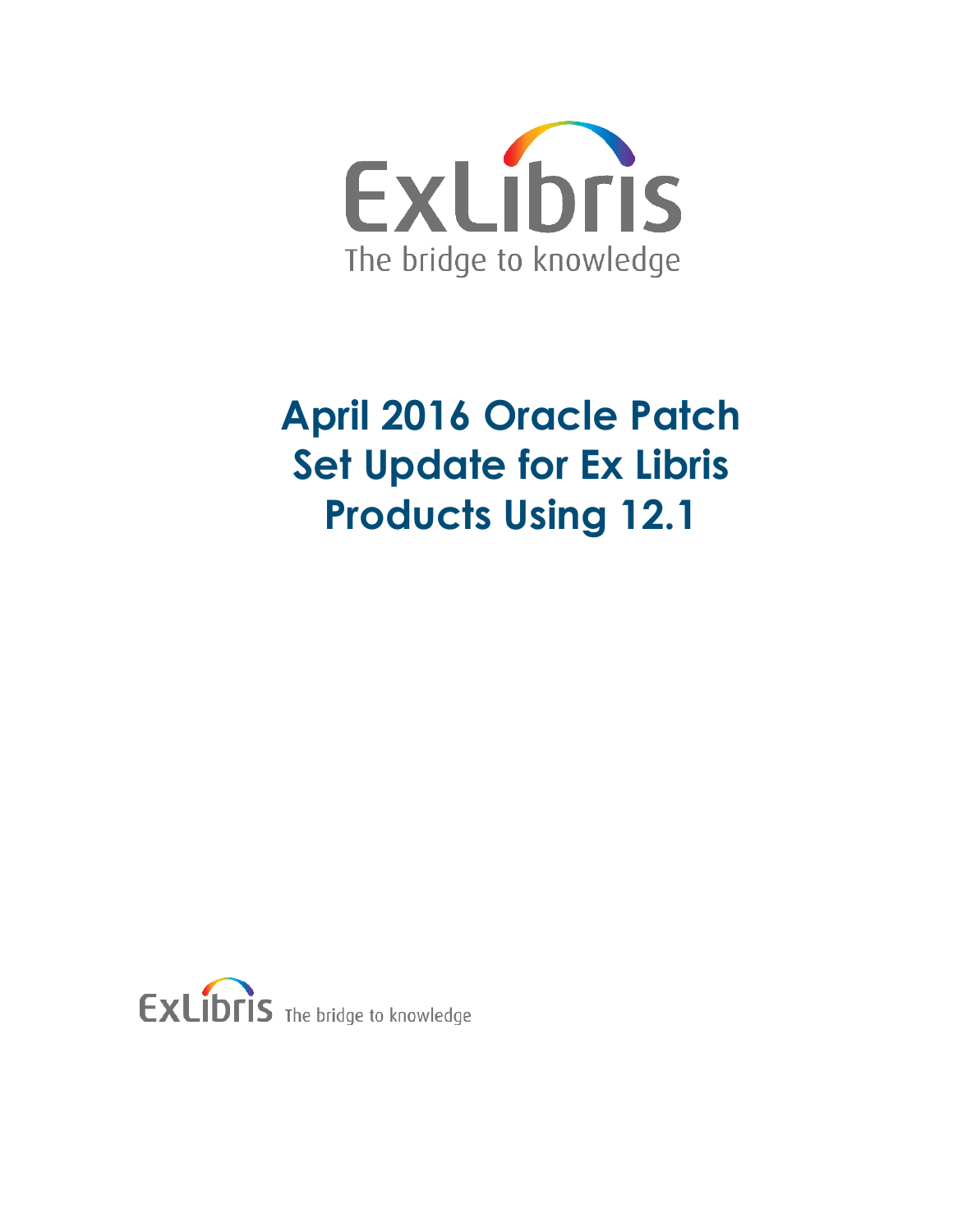# April 2016 Oracle Patch Set Update for Ex Libris Products Using 12.1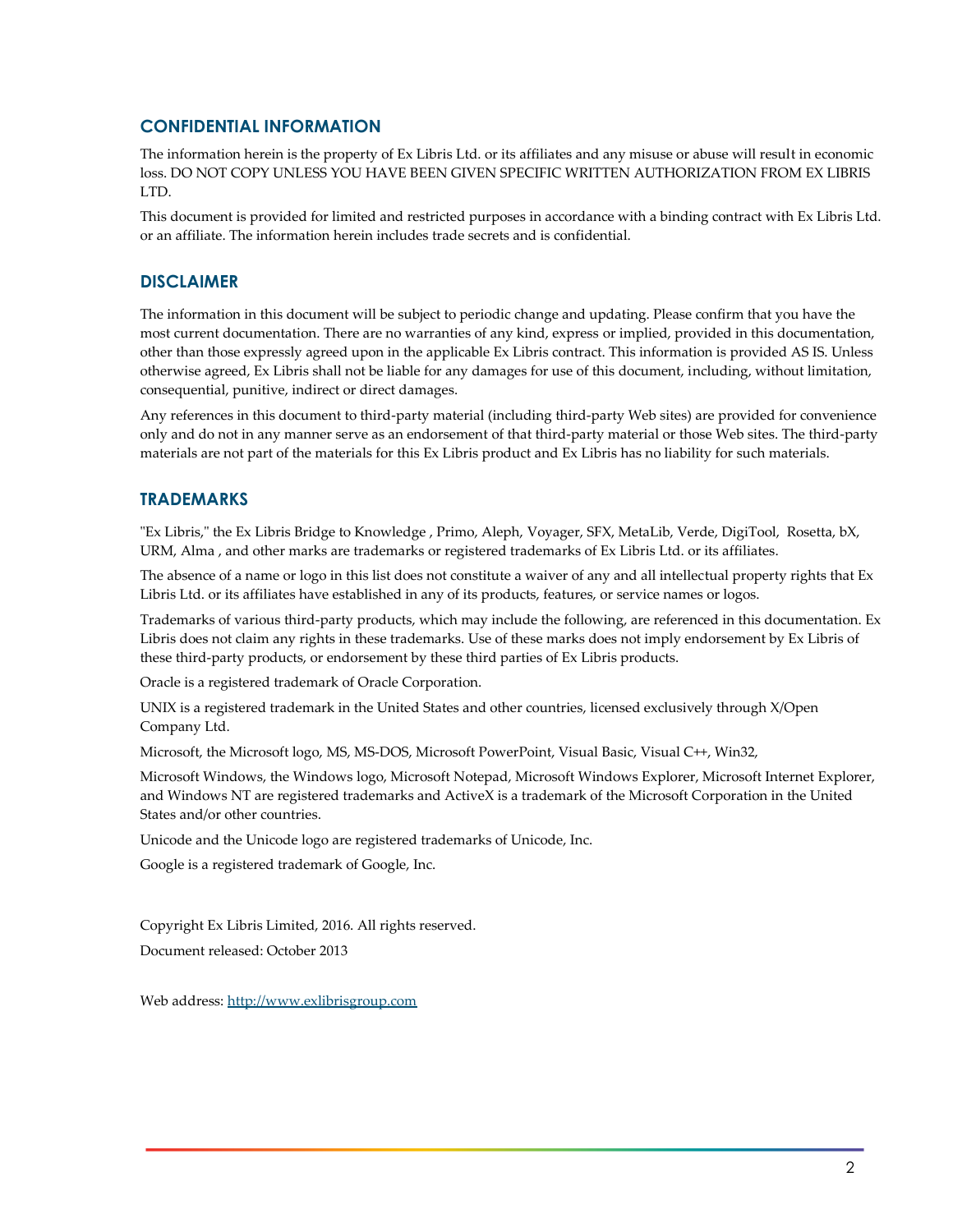## CONFIDENTIAL INFORMATION

The information herein is the property of Ex Libris Ltd. or its affiliates and any misuse or abuse will result in economic loss. DO NOT COPY UNLESS YOU HAVE BEEN GIVEN SPECIFIC WRITTEN AUTHORIZATION FROM EX LIBRIS LTD.

This document is provided for limited and restricted purposes in accordance with a binding contract with Ex Libris Ltd. or an affiliate. The information herein includes trade secrets and is confidential.

## DISCLAIMER

The information in this document will be subject to periodic change and updating. Please confirm that you have the most current documentation. There are no warranties of any kind, express or implied, provided in this documentation, other than those expressly agreed upon in the applicable Ex Libris contract. This information is provided AS IS. Unless otherwise agreed, Ex Libris shall not be liable for any damages for use of this document, including, without limitation, consequential, punitive, indirect or direct damages.

Any references in this document to third-party material (including third-party Web sites) are provided for convenience only and do not in any manner serve as an endorsement of that third-party material or those Web sites. The third-party materials are not part of the materials for this Ex Libris product and Ex Libris has no liability for such materials.

## TRADEMARKS

"Ex Libris," the Ex Libris Bridge to Knowledge , Primo, Aleph, Voyager, SFX, MetaLib, Verde, DigiTool, Rosetta, bX, URM, Alma , and other marks are trademarks or registered trademarks of Ex Libris Ltd. or its affiliates.

The absence of a name or logo in this list does not constitute a waiver of any and all intellectual property rights that Ex Libris Ltd. or its affiliates have established in any of its products, features, or service names or logos.

Trademarks of various third-party products, which may include the following, are referenced in this documentation. Ex Libris does not claim any rights in these trademarks. Use of these marks does not imply endorsement by Ex Libris of these third-party products, or endorsement by these third parties of Ex Libris products.

Oracle is a registered trademark of Oracle Corporation.

UNIX is a registered trademark in the United States and other countries, licensed exclusively through X/Open Company Ltd.

Microsoft, the Microsoft logo, MS, MS-DOS, Microsoft PowerPoint, Visual Basic, Visual C++, Win32,

Microsoft Windows, the Windows logo, Microsoft Notepad, Microsoft Windows Explorer, Microsoft Internet Explorer, and Windows NT are registered trademarks and ActiveX is a trademark of the Microsoft Corporation in the United States and/or other countries.

Unicode and the Unicode logo are registered trademarks of Unicode, Inc.

Google is a registered trademark of Google, Inc.

Copyright Ex Libris Limited, 2016. All rights reserved.

Document released: October 2013

Web address: [http://www.exlibrisgroup.com](http://www.exlibrisgroup.com)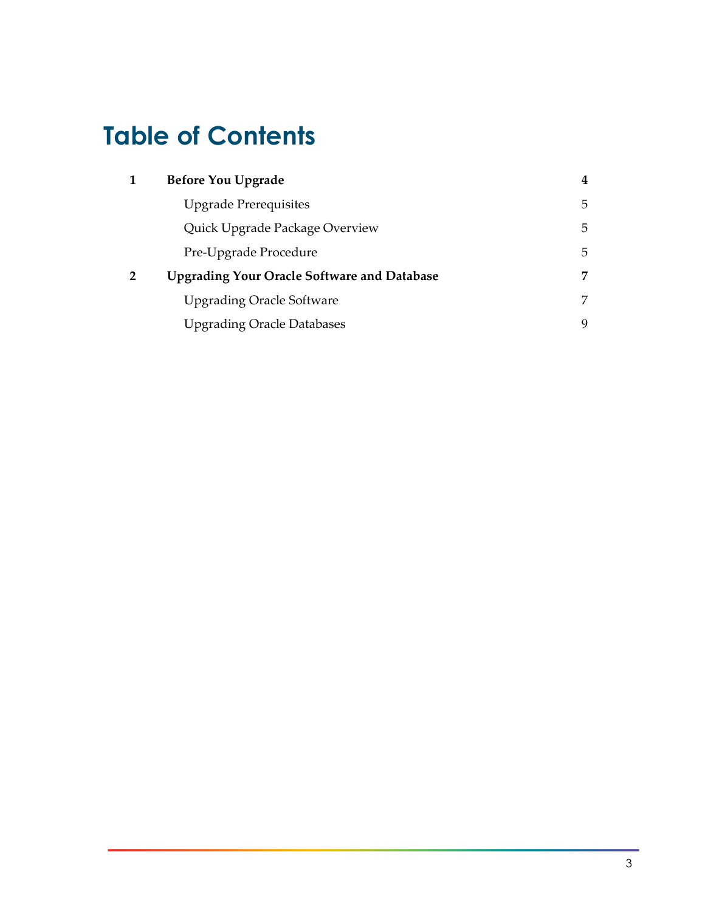# Table of Contents

| | | |
|---|---|---|
| **1** | **Before You Upgrade** | **4** |
| | Upgrade Prerequisites | 5 |
| | Quick Upgrade Package Overview | 5 |
| | Pre-Upgrade Procedure | 5 |
| **2** | **Upgrading Your Oracle Software and Database** | **7** |
| | Upgrading Oracle Software | 7 |
| | Upgrading Oracle Databases | 9 |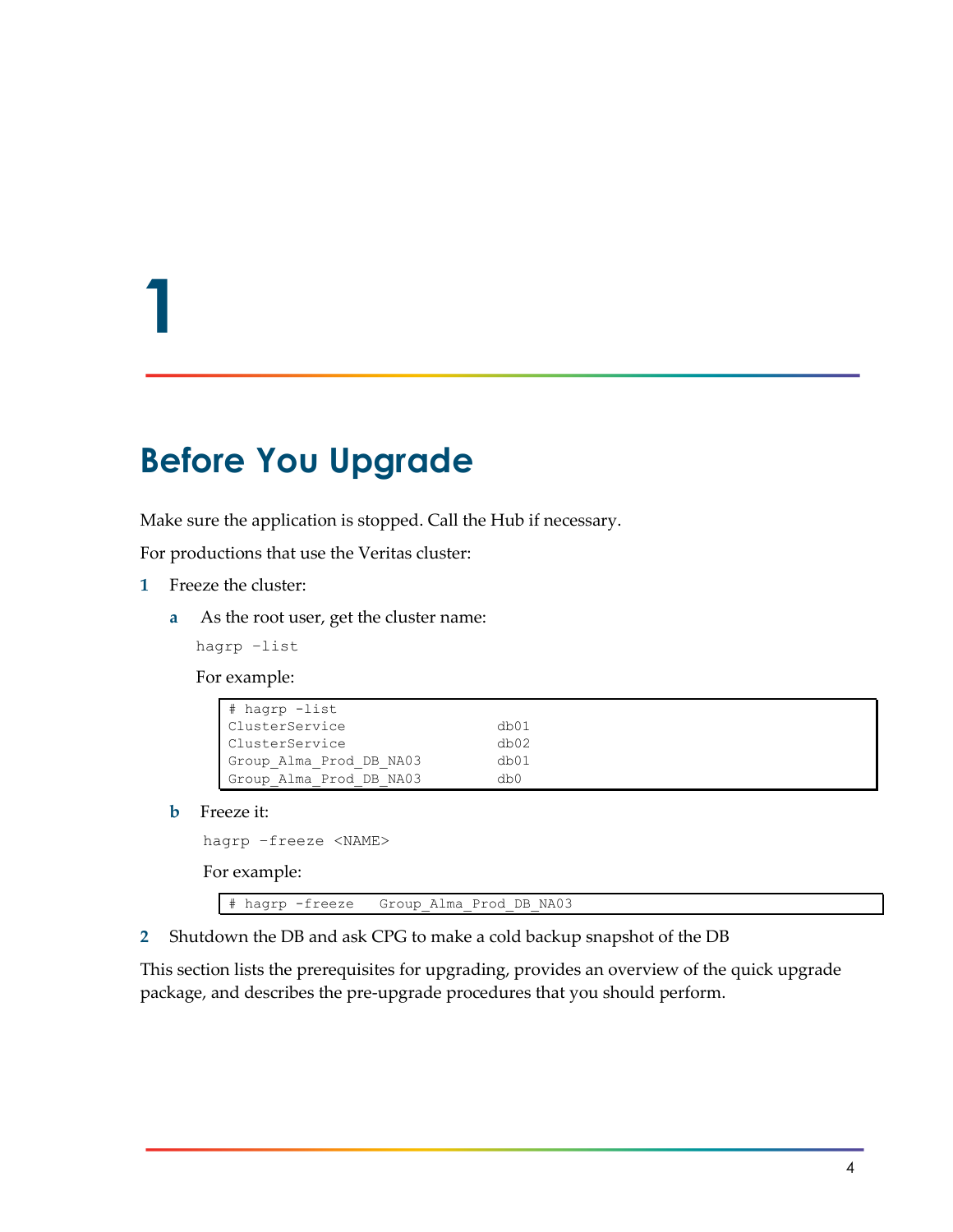# 1

# Before You Upgrade

Make sure the application is stopped. Call the Hub if necessary.

For productions that use the Veritas cluster:

1. Freeze the cluster:

   a. As the root user, get the cluster name:

   ```
   hagrp -list
   ```

   For example:

   ```
   # hagrp -list
   ClusterService                    db01
   ClusterService                    db02
   Group_Alma_Prod_DB_NA03           db01
   Group_Alma_Prod_DB_NA03           db0
   ```

   b. Freeze it:

   ```
   hagrp -freeze <NAME>
   ```

   For example:

   ```
   # hagrp -freeze   Group_Alma_Prod_DB_NA03
   ```

2. Shutdown the DB and ask CPG to make a cold backup snapshot of the DB

This section lists the prerequisites for upgrading, provides an overview of the quick upgrade package, and describes the pre-upgrade procedures that you should perform.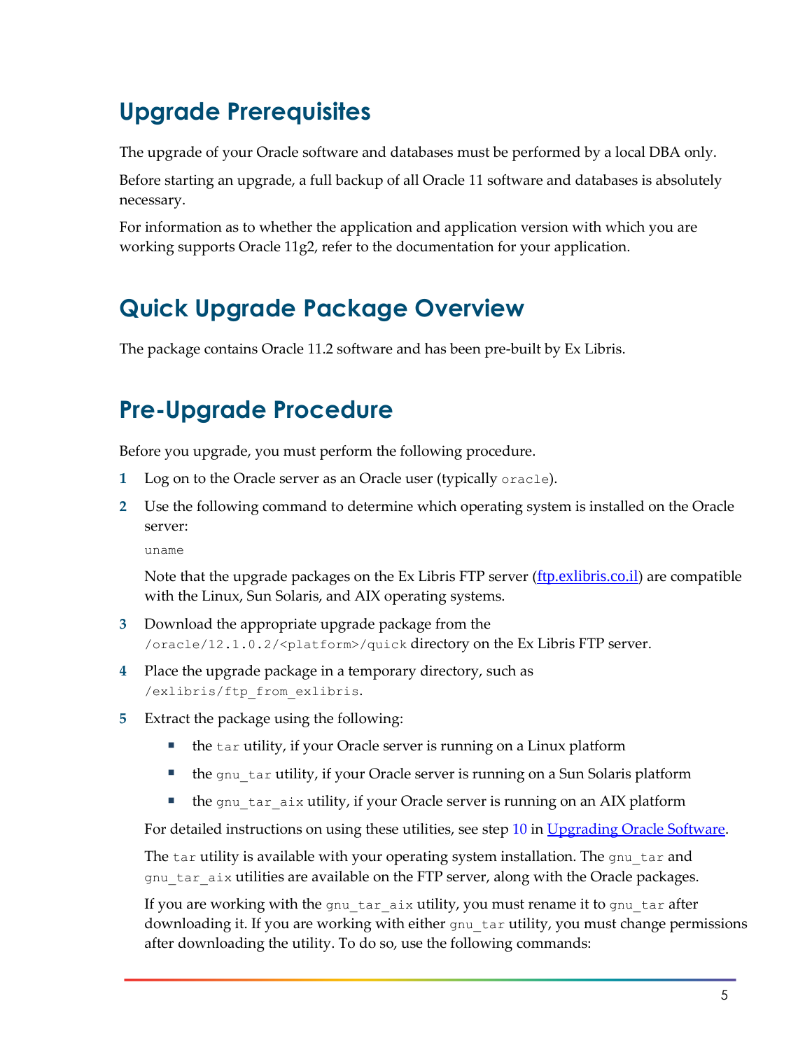## Upgrade Prerequisites

The upgrade of your Oracle software and databases must be performed by a local DBA only.

Before starting an upgrade, a full backup of all Oracle 11 software and databases is absolutely necessary.

For information as to whether the application and application version with which you are working supports Oracle 11g2, refer to the documentation for your application.

## Quick Upgrade Package Overview

The package contains Oracle 11.2 software and has been pre-built by Ex Libris.

## Pre-Upgrade Procedure

Before you upgrade, you must perform the following procedure.

1. Log on to the Oracle server as an Oracle user (typically `oracle`).

2. Use the following command to determine which operating system is installed on the Oracle server:

   ```
   uname
   ```

   Note that the upgrade packages on the Ex Libris FTP server ([ftp.exlibris.co.il](ftp.exlibris.co.il)) are compatible with the Linux, Sun Solaris, and AIX operating systems.

3. Download the appropriate upgrade package from the `/oracle/12.1.0.2/<platform>/quick` directory on the Ex Libris FTP server.

4. Place the upgrade package in a temporary directory, such as `/exlibris/ftp_from_exlibris`.

5. Extract the package using the following:

   - the `tar` utility, if your Oracle server is running on a Linux platform
   - the `gnu_tar` utility, if your Oracle server is running on a Sun Solaris platform
   - the `gnu_tar_aix` utility, if your Oracle server is running on an AIX platform

   For detailed instructions on using these utilities, see step 10 in [Upgrading Oracle Software](#).

   The `tar` utility is available with your operating system installation. The `gnu_tar` and `gnu_tar_aix` utilities are available on the FTP server, along with the Oracle packages.

   If you are working with the `gnu_tar_aix` utility, you must rename it to `gnu_tar` after downloading it. If you are working with either `gnu_tar` utility, you must change permissions after downloading the utility. To do so, use the following commands: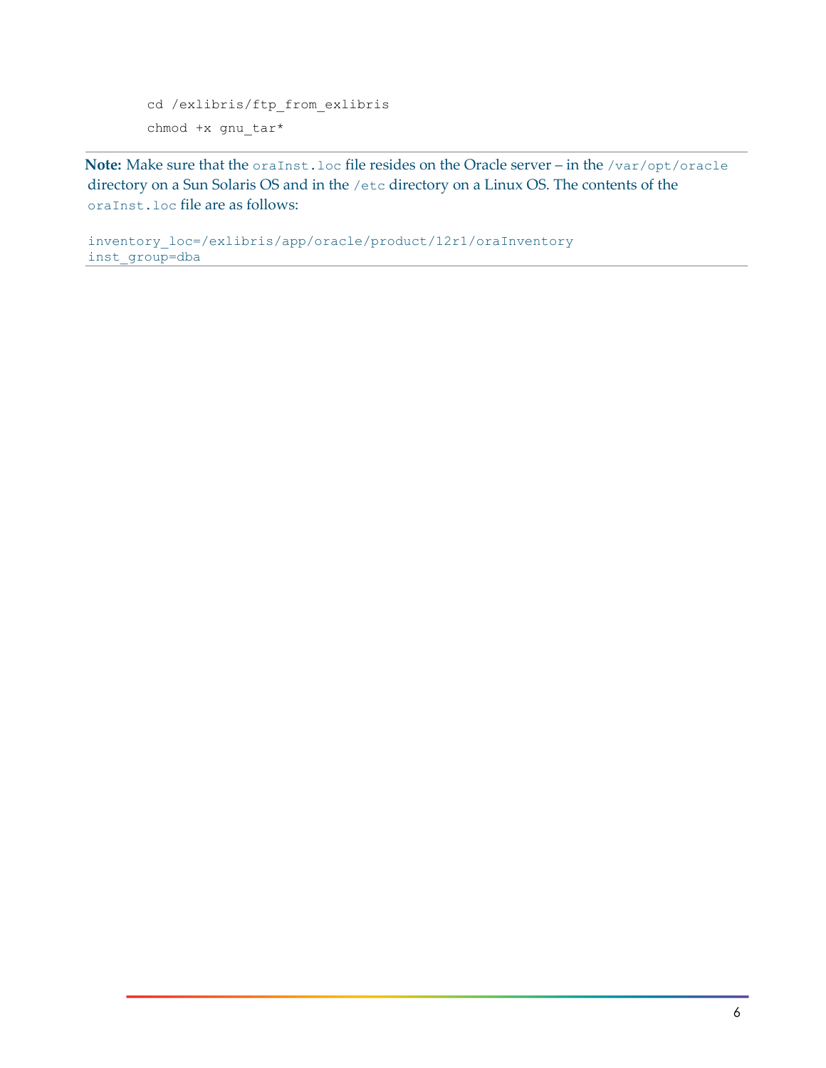```
cd /exlibris/ftp_from_exlibris
chmod +x gnu_tar*
```

**Note:** Make sure that the `oraInst.loc` file resides on the Oracle server – in the `/var/opt/oracle` directory on a Sun Solaris OS and in the `/etc` directory on a Linux OS. The contents of the `oraInst.loc` file are as follows:

```
inventory_loc=/exlibris/app/oracle/product/12r1/oraInventory
inst_group=dba
```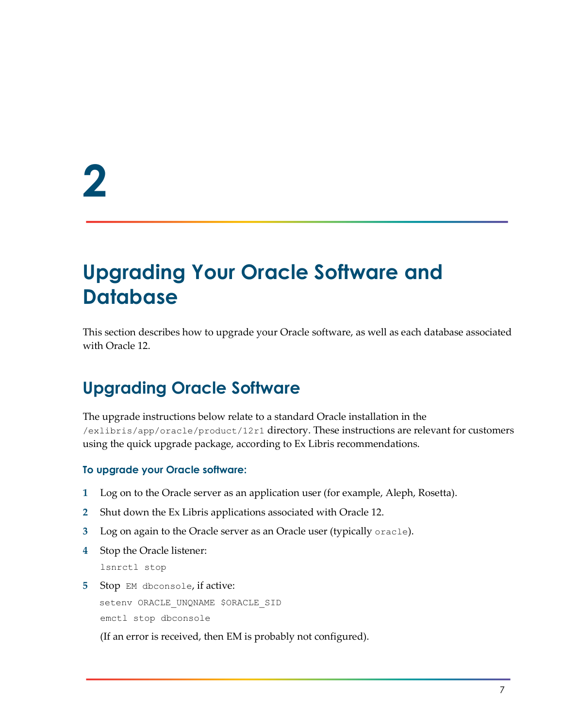# 2

# Upgrading Your Oracle Software and Database

This section describes how to upgrade your Oracle software, as well as each database associated with Oracle 12.

## Upgrading Oracle Software

The upgrade instructions below relate to a standard Oracle installation in the `/exlibris/app/oracle/product/12r1` directory. These instructions are relevant for customers using the quick upgrade package, according to Ex Libris recommendations.

### To upgrade your Oracle software:

1. Log on to the Oracle server as an application user (for example, Aleph, Rosetta).
2. Shut down the Ex Libris applications associated with Oracle 12.
3. Log on again to the Oracle server as an Oracle user (typically `oracle`).
4. Stop the Oracle listener:

   ```
   lsnrctl stop
   ```

5. Stop `EM dbconsole`, if active:

   ```
   setenv ORACLE_UNQNAME $ORACLE_SID
   emctl stop dbconsole
   ```

   (If an error is received, then EM is probably not configured).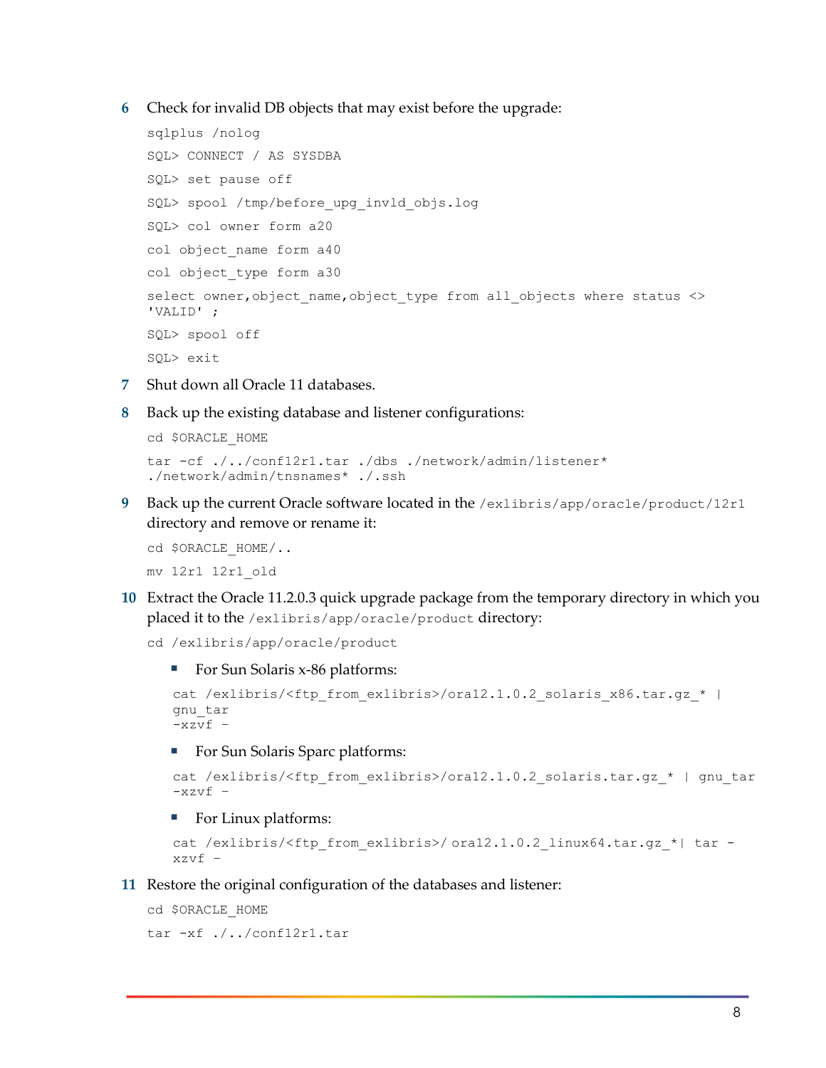6. Check for invalid DB objects that may exist before the upgrade:

```
sqlplus /nolog
SQL> CONNECT / AS SYSDBA
SQL> set pause off
SQL> spool /tmp/before_upg_invld_objs.log
SQL> col owner form a20
col object_name form a40
col object_type form a30
select owner,object_name,object_type from all_objects where status <>
'VALID' ;
SQL> spool off
SQL> exit
```

7. Shut down all Oracle 11 databases.

8. Back up the existing database and listener configurations:

```
cd $ORACLE_HOME
tar -cf ./../conf12r1.tar ./dbs ./network/admin/listener*
./network/admin/tnsnames* ./.ssh
```

9. Back up the current Oracle software located in the `/exlibris/app/oracle/product/12r1` directory and remove or rename it:

```
cd $ORACLE_HOME/..
mv 12r1 12r1_old
```

10. Extract the Oracle 11.2.0.3 quick upgrade package from the temporary directory in which you placed it to the `/exlibris/app/oracle/product` directory:

```
cd /exlibris/app/oracle/product
```

   - For Sun Solaris x-86 platforms:

   ```
   cat /exlibris/<ftp_from_exlibris>/ora12.1.0.2_solaris_x86.tar.gz_* |
   gnu_tar
   -xzvf -
   ```

   - For Sun Solaris Sparc platforms:

   ```
   cat /exlibris/<ftp_from_exlibris>/ora12.1.0.2_solaris.tar.gz_* | gnu_tar
   -xzvf -
   ```

   - For Linux platforms:

   ```
   cat /exlibris/<ftp_from_exlibris>/ ora12.1.0.2_linux64.tar.gz_*| tar -
   xzvf -
   ```

11. Restore the original configuration of the databases and listener:

```
cd $ORACLE_HOME
tar -xf ./../conf12r1.tar
```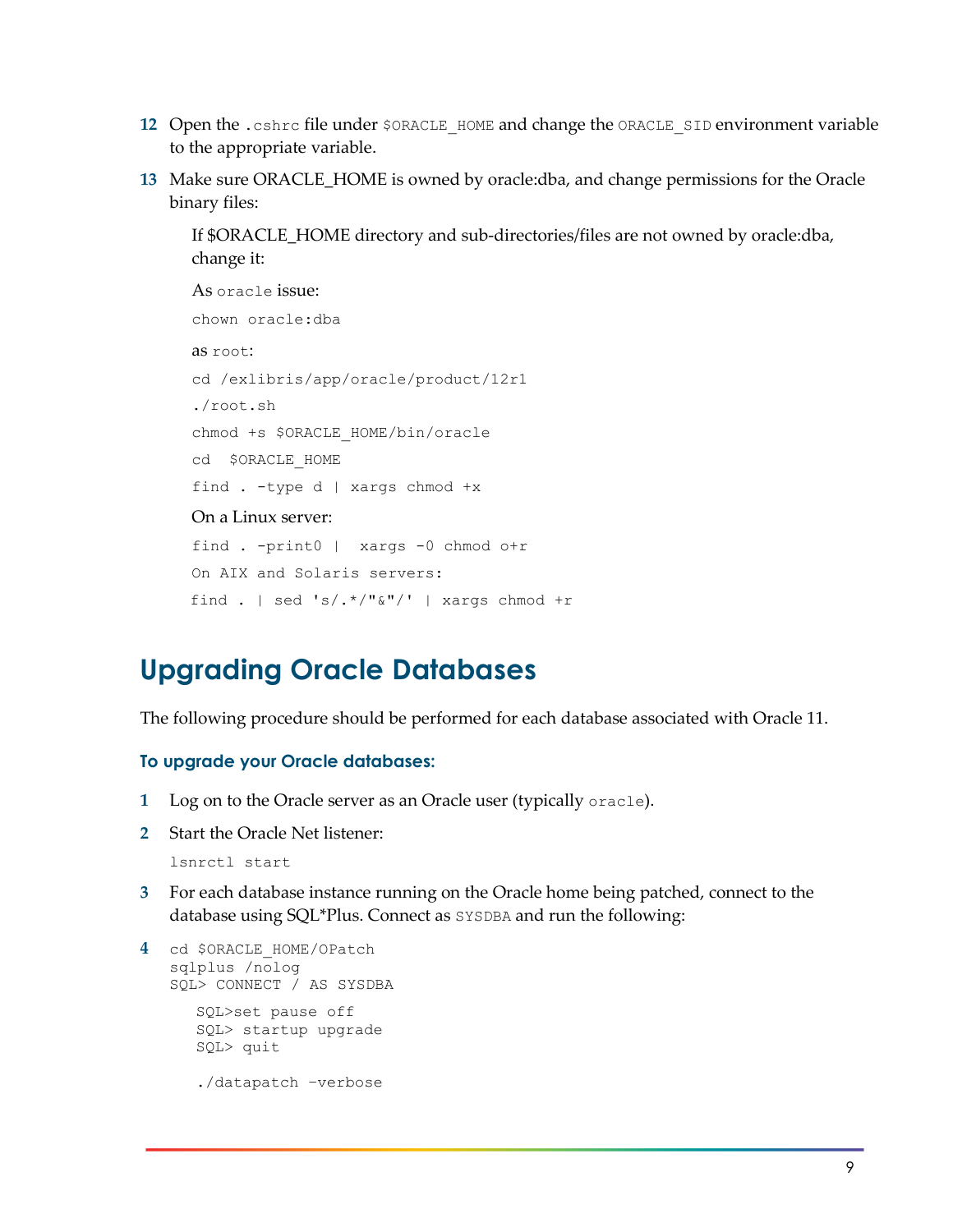12 Open the `.cshrc` file under `$ORACLE_HOME` and change the `ORACLE_SID` environment variable to the appropriate variable.

13 Make sure ORACLE_HOME is owned by oracle:dba, and change permissions for the Oracle binary files:

   If $ORACLE_HOME directory and sub-directories/files are not owned by oracle:dba, change it:

   As `oracle` issue:

   ```
   chown oracle:dba
   ```

   as `root`:

   ```
   cd /exlibris/app/oracle/product/12r1
   ./root.sh
   chmod +s $ORACLE_HOME/bin/oracle
   cd  $ORACLE_HOME
   find . -type d | xargs chmod +x
   ```

   On a Linux server:

   ```
   find . -print0 |  xargs -0 chmod o+r
   ```

   ```
   On AIX and Solaris servers:
   find . | sed 's/.*/"&"/' | xargs chmod +r
   ```

## Upgrading Oracle Databases

The following procedure should be performed for each database associated with Oracle 11.

### To upgrade your Oracle databases:

1 Log on to the Oracle server as an Oracle user (typically `oracle`).

2 Start the Oracle Net listener:

   ```
   lsnrctl start
   ```

3 For each database instance running on the Oracle home being patched, connect to the database using SQL*Plus. Connect as `SYSDBA` and run the following:

4 
   ```
   cd $ORACLE_HOME/OPatch
   sqlplus /nolog
   SQL> CONNECT / AS SYSDBA

      SQL>set pause off
      SQL> startup upgrade
      SQL> quit

      ./datapatch –verbose
   ```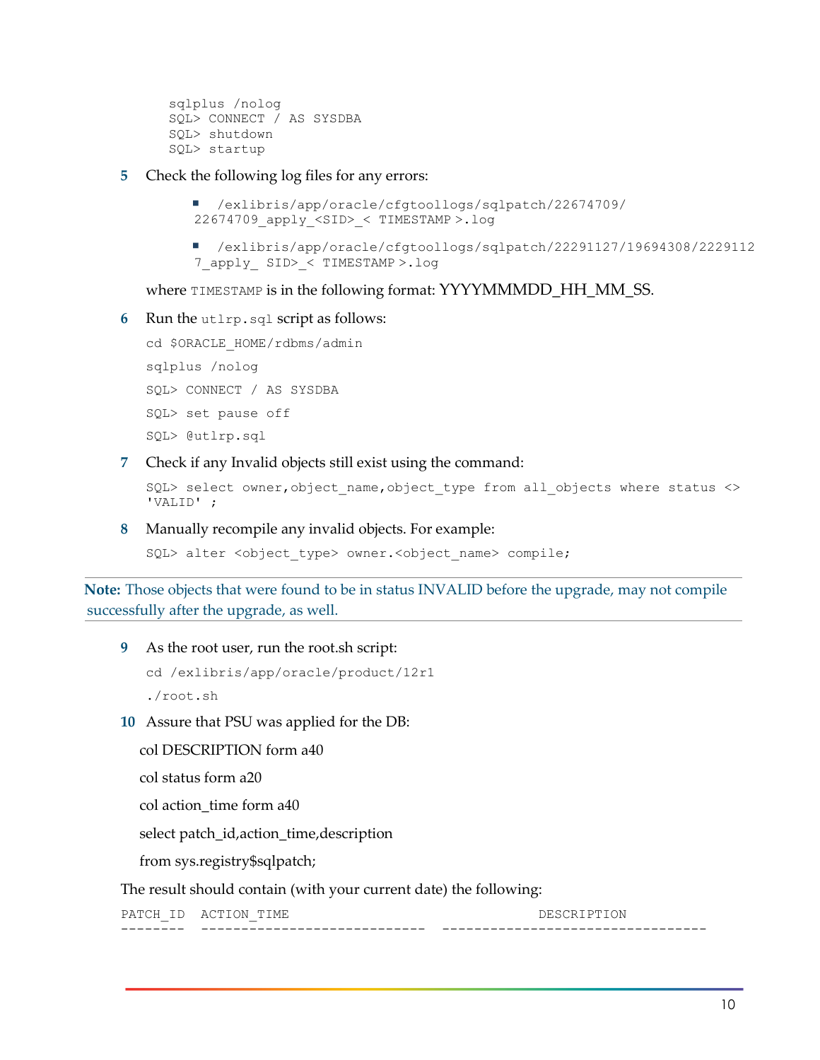```
sqlplus /nolog
SQL> CONNECT / AS SYSDBA
SQL> shutdown
SQL> startup
```

5. Check the following log files for any errors:

   - /exlibris/app/oracle/cfgtoollogs/sqlpatch/22674709/22674709_apply_<SID>_< TIMESTAMP >.log
   - /exlibris/app/oracle/cfgtoollogs/sqlpatch/22291127/19694308/22291127_apply_ SID>_< TIMESTAMP >.log

   where TIMESTAMP is in the following format: YYYYMMDD_HH_MM_SS.

6. Run the utlrp.sql script as follows:

```
cd $ORACLE_HOME/rdbms/admin
sqlplus /nolog
SQL> CONNECT / AS SYSDBA
SQL> set pause off
SQL> @utlrp.sql
```

7. Check if any Invalid objects still exist using the command:

```
SQL> select owner,object_name,object_type from all_objects where status <> 'VALID' ;
```

8. Manually recompile any invalid objects. For example:

```
SQL> alter <object_type> owner.<object_name> compile;
```

**Note:** Those objects that were found to be in status INVALID before the upgrade, may not compile successfully after the upgrade, as well.

9. As the root user, run the root.sh script:

```
cd /exlibris/app/oracle/product/12r1
./root.sh
```

10. Assure that PSU was applied for the DB:

```
col DESCRIPTION form a40
col status form a20
col action_time form a40
select patch_id,action_time,description
from sys.registry$sqlpatch;
```

The result should contain (with your current date) the following:

```
PATCH_ID  ACTION_TIME                      DESCRIPTION
--------  ----------------------------  ---------------------------------
```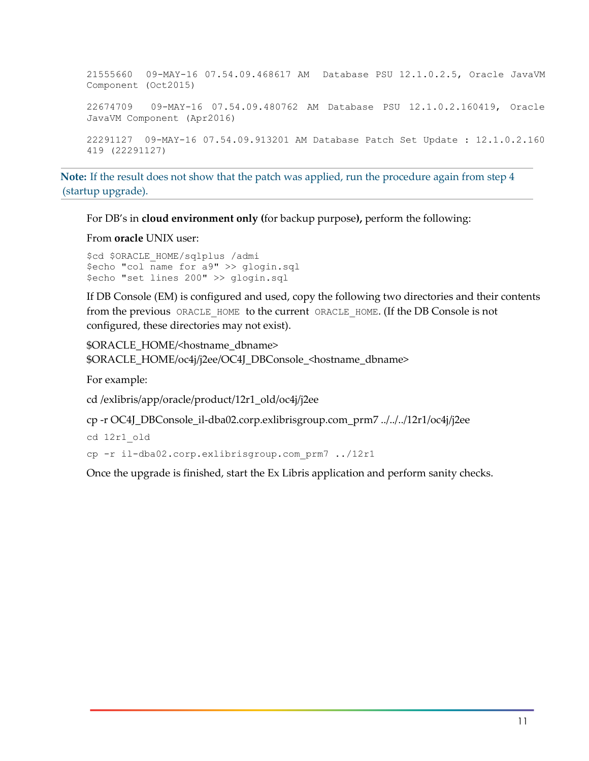```
21555660  09-MAY-16 07.54.09.468617 AM  Database PSU 12.1.0.2.5, Oracle JavaVM
Component (Oct2015)

22674709   09-MAY-16  07.54.09.480762  AM  Database  PSU  12.1.0.2.160419,  Oracle
JavaVM Component (Apr2016)

22291127  09-MAY-16 07.54.09.913201 AM Database Patch Set Update : 12.1.0.2.160
419 (22291127)
```

**Note:** If the result does not show that the patch was applied, run the procedure again from step 4 (startup upgrade).

For DB's in **cloud environment only (**for backup purpose**),** perform the following:

From **oracle** UNIX user:

```
$cd $ORACLE_HOME/sqlplus /admi
$echo "col name for a9" >> glogin.sql
$echo "set lines 200" >> glogin.sql
```

If DB Console (EM) is configured and used, copy the following two directories and their contents from the previous `ORACLE_HOME` to the current `ORACLE_HOME`. (If the DB Console is not configured, these directories may not exist).

$ORACLE_HOME/<hostname_dbname>
$ORACLE_HOME/oc4j/j2ee/OC4J_DBConsole_<hostname_dbname>

For example:

cd /exlibris/app/oracle/product/12r1_old/oc4j/j2ee

cp -r OC4J_DBConsole_il-dba02.corp.exlibrisgroup.com_prm7 ../../../12r1/oc4j/j2ee

```
cd 12r1_old
```

```
cp -r il-dba02.corp.exlibrisgroup.com_prm7 ../12r1
```

Once the upgrade is finished, start the Ex Libris application and perform sanity checks.